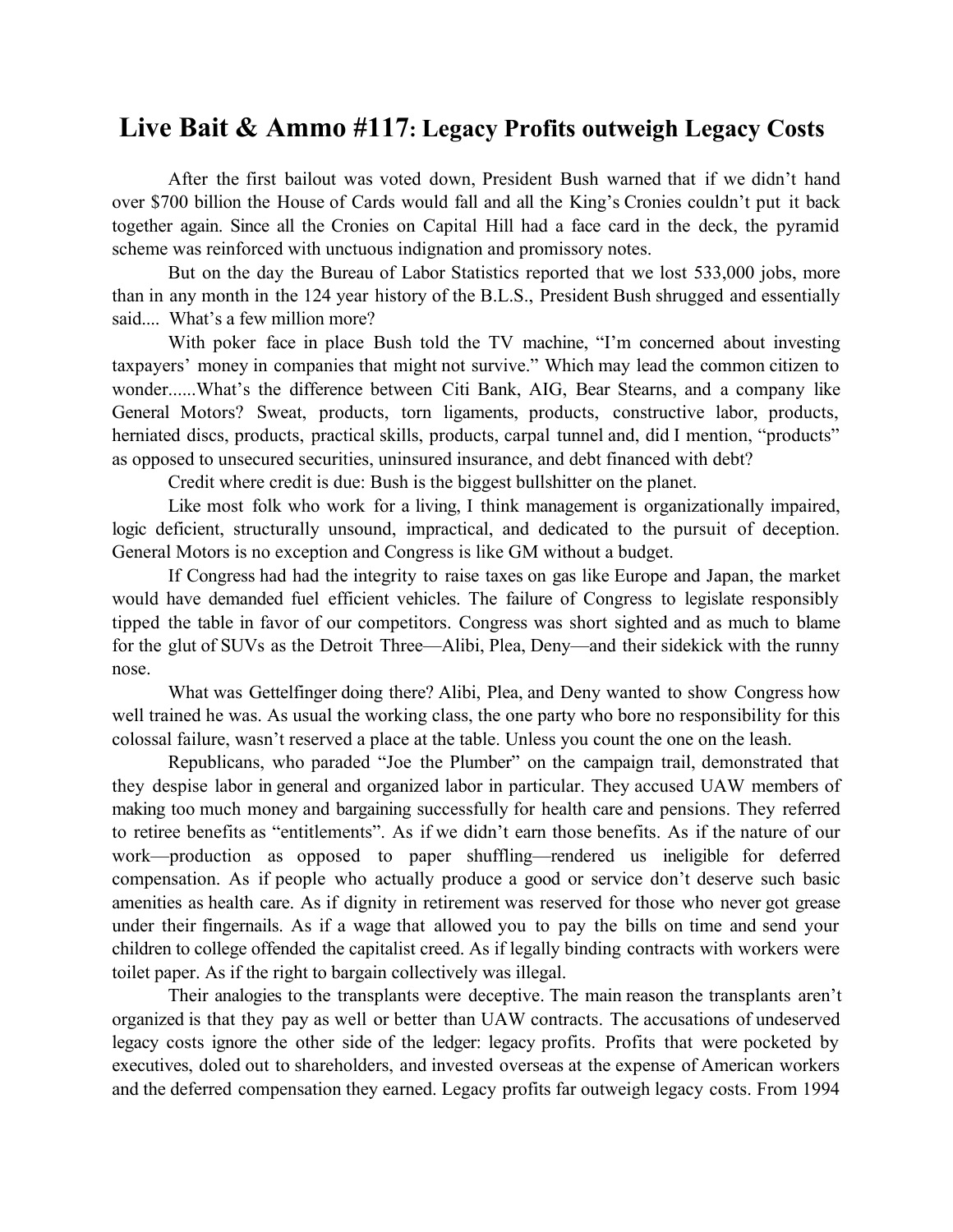# **Live Bait & Ammo #117: Legacy Profits outweigh Legacy Costs**

After the first bailout was voted down, President Bush warned that if we didn't hand over $700 billion the House of Cards would fall and all the King's Cronies couldn't put it back together again. Since all the Cronies on Capital Hill had a face card in the deck, the pyramid scheme was reinforced with unctuous indignation and promissory notes.

But on the day the Bureau of Labor Statistics reported that we lost 533,000 jobs, more than in any month in the 124 year history of the B.L.S., President Bush shrugged and essentially said.... What's a few million more?

With poker face in place Bush told the TV machine, "I'm concerned about investing taxpayers' money in companies that might not survive." Which may lead the common citizen to wonder......What's the difference between Citi Bank, AIG, Bear Stearns, and a company like General Motors? Sweat, products, torn ligaments, products, constructive labor, products, herniated discs, products, practical skills, products, carpal tunnel and, did I mention, "products" as opposed to unsecured securities, uninsured insurance, and debt financed with debt?

Credit where credit is due: Bush is the biggest bullshitter on the planet.

Like most folk who work for a living, I think management is organizationally impaired, logic deficient, structurally unsound, impractical, and dedicated to the pursuit of deception. General Motors is no exception and Congress is like GM without a budget.

If Congress had had the integrity to raise taxes on gas like Europe and Japan, the market would have demanded fuel efficient vehicles. The failure of Congress to legislate responsibly tipped the table in favor of our competitors. Congress was short sighted and as much to blame for the glut of SUVs as the Detroit Three—Alibi, Plea, Deny—and their sidekick with the runny nose.

What was Gettelfinger doing there? Alibi, Plea, and Deny wanted to show Congress how well trained he was. As usual the working class, the one party who bore no responsibility for this colossal failure, wasn't reserved a place at the table. Unless you count the one on the leash.

Republicans, who paraded "Joe the Plumber" on the campaign trail, demonstrated that they despise labor in general and organized labor in particular. They accused UAW members of making too much money and bargaining successfully for health care and pensions. They referred to retiree benefits as "entitlements". As if we didn't earn those benefits. As if the nature of our work—production as opposed to paper shuffling—rendered us ineligible for deferred compensation. As if people who actually produce a good or service don't deserve such basic amenities as health care. As if dignity in retirement was reserved for those who never got grease under their fingernails. As if a wage that allowed you to pay the bills on time and send your children to college offended the capitalist creed. As if legally binding contracts with workers were toilet paper. As if the right to bargain collectively was illegal.

Their analogies to the transplants were deceptive. The main reason the transplants aren't organized is that they pay as well or better than UAW contracts. The accusations of undeserved legacy costs ignore the other side of the ledger: legacy profits. Profits that were pocketed by executives, doled out to shareholders, and invested overseas at the expense of American workers and the deferred compensation they earned. Legacy profits far outweigh legacy costs. From 1994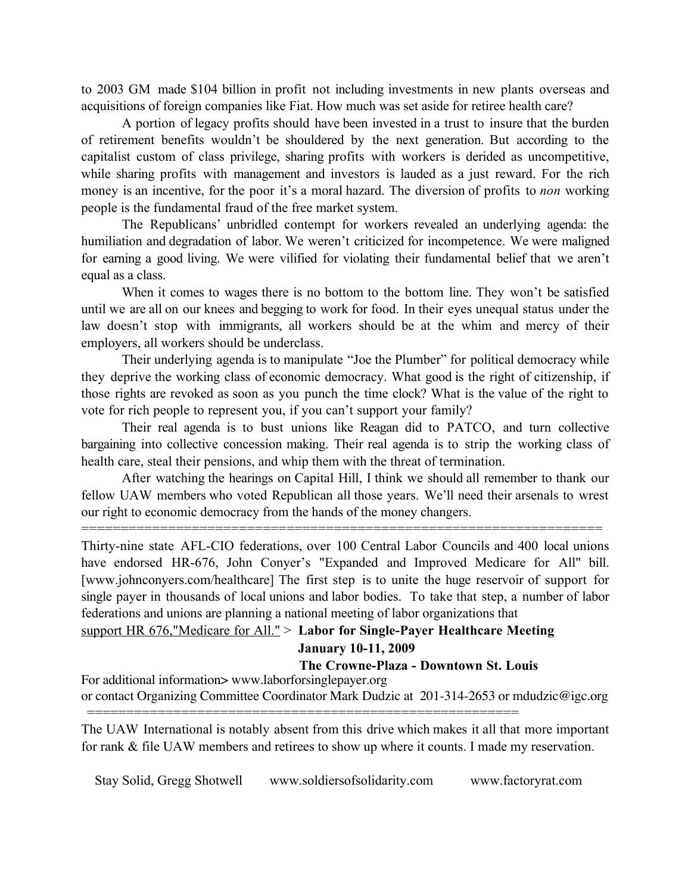to 2003 GM made $104 billion in profit not including investments in new plants overseas and acquisitions of foreign companies like Fiat. How much was set aside for retiree health care?

A portion of legacy profits should have been invested in a trust to insure that the burden of retirement benefits wouldn't be shouldered by the next generation. But according to the capitalist custom of class privilege, sharing profits with workers is derided as uncompetitive, while sharing profits with management and investors is lauded as a just reward. For the rich money is an incentive, for the poor it's a moral hazard. The diversion of profits to *non* working people is the fundamental fraud of the free market system.

The Republicans' unbridled contempt for workers revealed an underlying agenda: the humiliation and degradation of labor. We weren't criticized for incompetence. We were maligned for earning a good living. We were vilified for violating their fundamental belief that we aren't equal as a class.

When it comes to wages there is no bottom to the bottom line. They won't be satisfied until we are all on our knees and begging to work for food. In their eyes unequal status under the law doesn't stop with immigrants, all workers should be at the whim and mercy of their employers, all workers should be underclass.

Their underlying agenda is to manipulate "Joe the Plumber" for political democracy while they deprive the working class of economic democracy. What good is the right of citizenship, if those rights are revoked as soon as you punch the time clock? What is the value of the right to vote for rich people to represent you, if you can't support your family?

Their real agenda is to bust unions like Reagan did to PATCO, and turn collective bargaining into collective concession making. Their real agenda is to strip the working class of health care, steal their pensions, and whip them with the threat of termination.

After watching the hearings on Capital Hill, I think we should all remember to thank our fellow UAW members who voted Republican all those years. We'll need their arsenals to wrest our right to economic democracy from the hands of the money changers.

==================================================================

Thirty-nine state AFL-CIO federations, over 100 Central Labor Councils and 400 local unions have endorsed HR-676, John Conyer's "Expanded and Improved Medicare for All" bill. [www.johnconyers.com/healthcare] The first step is to unite the huge reservoir of support for single payer in thousands of local unions and labor bodies. To take that step, a number of labor federations and unions are planning a national meeting of labor organizations that support HR 676,"Medicare for All." > **Labor for Single-Payer Healthcare Meeting**

**January 10-11, 2009**

**The Crowne-Plaza - Downtown St. Louis**

For additional information> www.laborforsinglepayer.org
or contact Organizing Committee Coordinator Mark Dudzic at 201-314-2653 or mdudzic@igc.org

=========================================================

The UAW International is notably absent from this drive which makes it all that more important for rank & file UAW members and retirees to show up where it counts. I made my reservation.

Stay Solid, Gregg Shotwell www.soldiersofsolidarity.com www.factoryrat.com